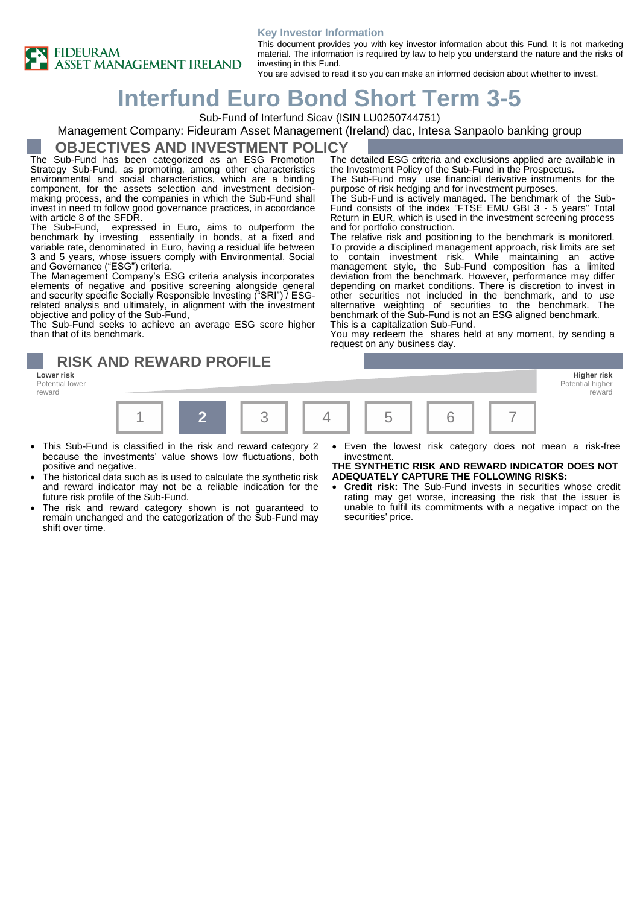**Key Investor Information**

This document provides you with key investor information about this Fund. It is not marketing material. The information is required by law to help you understand the nature and the risks of investing in this Fund.
You are advised to read it so you can make an informed decision about whether to invest.

# Interfund Euro Bond Short Term 3-5

Sub-Fund of Interfund Sicav (ISIN LU0250744751)

Management Company: Fideuram Asset Management (Ireland) dac, Intesa Sanpaolo banking group

## OBJECTIVES AND INVESTMENT POLICY

The Sub-Fund has been categorized as an ESG Promotion Strategy Sub-Fund, as promoting, among other characteristics environmental and social characteristics, which are a binding component, for the assets selection and investment decision-making process, and the companies in which the Sub-Fund shall invest in need to follow good governance practices, in accordance with article 8 of the SFDR.

The Sub-Fund, expressed in Euro, aims to outperform the benchmark by investing essentially in bonds, at a fixed and variable rate, denominated in Euro, having a residual life between 3 and 5 years, whose issuers comply with Environmental, Social and Governance ("ESG") criteria.

The Management Company's ESG criteria analysis incorporates elements of negative and positive screening alongside general and security specific Socially Responsible Investing ("SRI") / ESG-related analysis and ultimately, in alignment with the investment objective and policy of the Sub-Fund,

The Sub-Fund seeks to achieve an average ESG score higher than that of its benchmark.

The detailed ESG criteria and exclusions applied are available in the Investment Policy of the Sub-Fund in the Prospectus.

The Sub-Fund may use financial derivative instruments for the purpose of risk hedging and for investment purposes.

The Sub-Fund is actively managed. The benchmark of the Sub-Fund consists of the index "FTSE EMU GBI 3 - 5 years" Total Return in EUR, which is used in the investment screening process and for portfolio construction.

The relative risk and positioning to the benchmark is monitored. To provide a disciplined management approach, risk limits are set to contain investment risk. While maintaining an active management style, the Sub-Fund composition has a limited deviation from the benchmark. However, performance may differ depending on market conditions. There is discretion to invest in other securities not included in the benchmark, and to use alternative weighting of securities to the benchmark. The benchmark of the Sub-Fund is not an ESG aligned benchmark.

This is a capitalization Sub-Fund.

You may redeem the shares held at any moment, by sending a request on any business day.

## RISK AND REWARD PROFILE

**Lower risk** Potential lower reward — **Higher risk** Potential higher reward

| 1 | **2** | 3 | 4 | 5 | 6 | 7 |
|---|---|---|---|---|---|---|

- This Sub-Fund is classified in the risk and reward category 2 because the investments' value shows low fluctuations, both positive and negative.
- The historical data such as is used to calculate the synthetic risk and reward indicator may not be a reliable indication for the future risk profile of the Sub-Fund.
- The risk and reward category shown is not guaranteed to remain unchanged and the categorization of the Sub-Fund may shift over time.
- Even the lowest risk category does not mean a risk-free investment.

**THE SYNTHETIC RISK AND REWARD INDICATOR DOES NOT ADEQUATELY CAPTURE THE FOLLOWING RISKS:**

- **Credit risk:** The Sub-Fund invests in securities whose credit rating may get worse, increasing the risk that the issuer is unable to fulfil its commitments with a negative impact on the securities' price.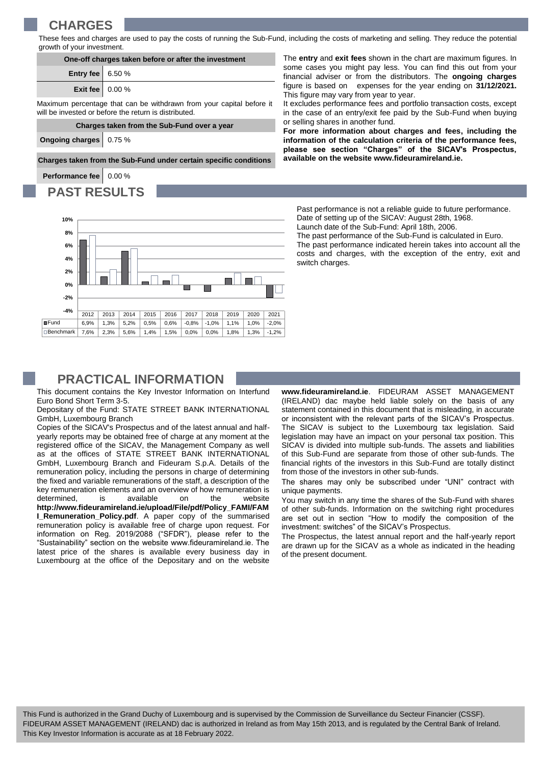## CHARGES

These fees and charges are used to pay the costs of running the Sub-Fund, including the costs of marketing and selling. They reduce the potential growth of your investment.

| One-off charges taken before or after the investment | |
|---|---|
| **Entry fee** | 6.50 % |
| **Exit fee** | 0.00 % |

Maximum percentage that can be withdrawn from your capital before it will be invested or before the return is distributed.

| Charges taken from the Sub-Fund over a year | |
|---|---|
| **Ongoing charges** | 0.75 % |

| Charges taken from the Sub-Fund under certain specific conditions | |
|---|---|
| **Performance fee** | 0.00 % |

The **entry** and **exit fees** shown in the chart are maximum figures. In some cases you might pay less. You can find this out from your financial adviser or from the distributors. The **ongoing charges** figure is based on expenses for the year ending on **31/12/2021.** This figure may vary from year to year.

It excludes performance fees and portfolio transaction costs, except in the case of an entry/exit fee paid by the Sub-Fund when buying or selling shares in another fund.

**For more information about charges and fees, including the information of the calculation criteria of the performance fees, please see section "Charges" of the SICAV's Prospectus, available on the website www.fideuramireland.ie.**

## PAST RESULTS

10%
8%
6%
4%
2%
0%
-2%
-4%

2012 2013 2014 2015 2016 2017 2018 2019 2020 2021
Fund 6,9% 1,3% 5,2% 0,5% 0,6% -0,8% -1,0% 1,1% 1,0% -2,0%
Benchmark 7,6% 2,3% 5,6% 1,4% 1,5% 0,0% 0,0% 1,8% 1,3% -1,2%

Past performance is not a reliable guide to future performance.
Date of setting up of the SICAV: August 28th, 1968.
Launch date of the Sub-Fund: April 18th, 2006.
The past performance of the Sub-Fund is calculated in Euro.
The past performance indicated herein takes into account all the costs and charges, with the exception of the entry, exit and switch charges.

## PRACTICAL INFORMATION

This document contains the Key Investor Information on Interfund Euro Bond Short Term 3-5.

Depositary of the Fund: STATE STREET BANK INTERNATIONAL GmbH, Luxembourg Branch

Copies of the SICAV's Prospectus and of the latest annual and half-yearly reports may be obtained free of charge at any moment at the registered office of the SICAV, the Management Company as well as at the offices of STATE STREET BANK INTERNATIONAL GmbH, Luxembourg Branch and Fideuram S.p.A. Details of the remuneration policy, including the persons in charge of determining the fixed and variable remunerations of the staff, a description of the key remuneration elements and an overview of how remuneration is determined, is available on the website **http://www.fideuramireland.ie/upload/File/pdf/Policy_FAMI/FAMI_Remuneration_Policy.pdf**. A paper copy of the summarised remuneration policy is available free of charge upon request. For information on Reg. 2019/2088 ("SFDR"), please refer to the "Sustainability" section on the website www.fideuramireland.ie. The latest price of the shares is available every business day in Luxembourg at the office of the Depositary and on the website **www.fideuramireland.ie**. FIDEURAM ASSET MANAGEMENT (IRELAND) dac maybe held liable solely on the basis of any statement contained in this document that is misleading, in accurate or inconsistent with the relevant parts of the SICAV's Prospectus. The SICAV is subject to the Luxembourg tax legislation. Said legislation may have an impact on your personal tax position. This SICAV is divided into multiple sub-funds. The assets and liabilities of this Sub-Fund are separate from those of other sub-funds. The financial rights of the investors in this Sub-Fund are totally distinct from those of the investors in other sub-funds.

The shares may only be subscribed under "UNI" contract with unique payments.

You may switch in any time the shares of the Sub-Fund with shares of other sub-funds. Information on the switching right procedures are set out in section "How to modify the composition of the investment: switches" of the SICAV's Prospectus.

The Prospectus, the latest annual report and the half-yearly report are drawn up for the SICAV as a whole as indicated in the heading of the present document.

This Fund is authorized in the Grand Duchy of Luxembourg and is supervised by the Commission de Surveillance du Secteur Financier (CSSF).
FIDEURAM ASSET MANAGEMENT (IRELAND) dac is authorized in Ireland as from May 15th 2013, and is regulated by the Central Bank of Ireland.
This Key Investor Information is accurate as at 18 February 2022.